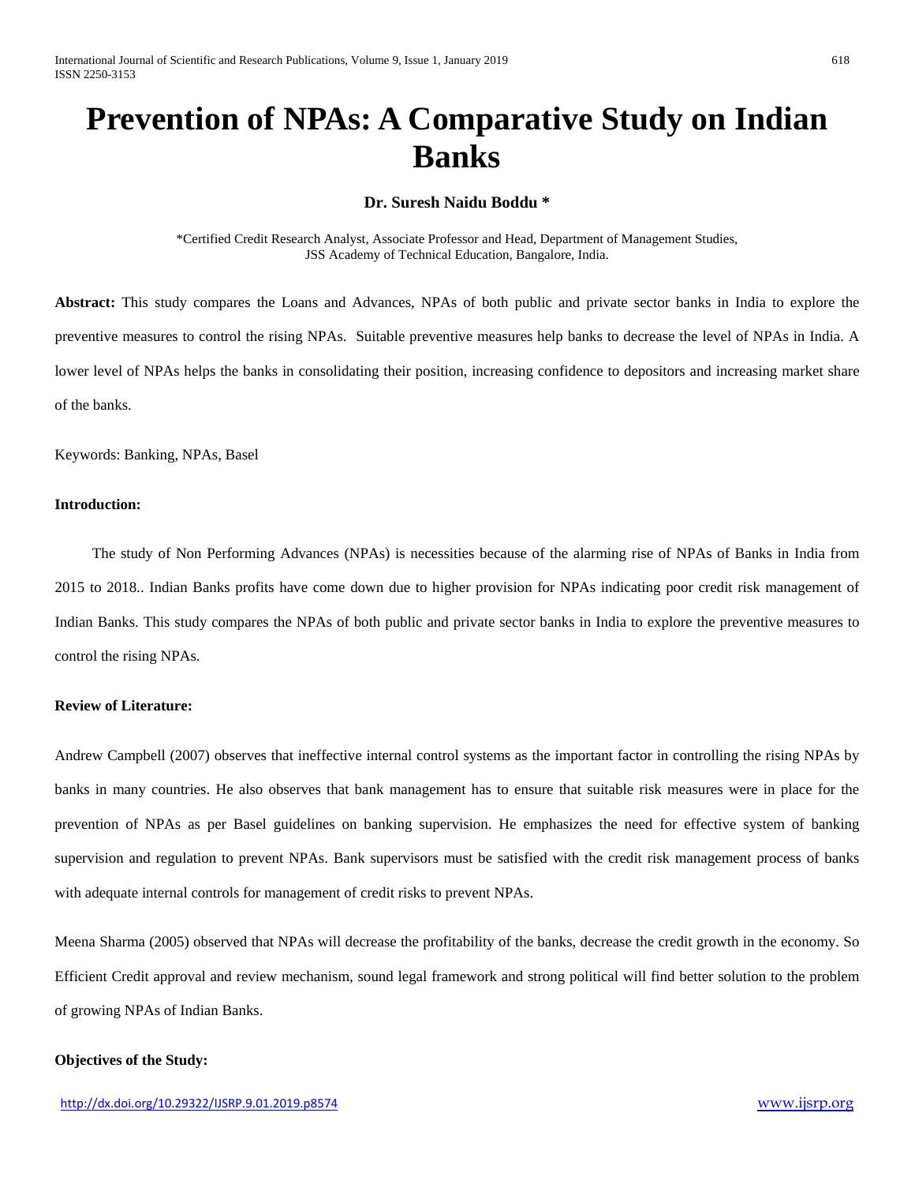# Prevention of NPAs: A Comparative Study on Indian Banks

**Dr. Suresh Naidu Boddu \***

\*Certified Credit Research Analyst, Associate Professor and Head, Department of Management Studies, JSS Academy of Technical Education, Bangalore, India.

**Abstract:** This study compares the Loans and Advances, NPAs of both public and private sector banks in India to explore the preventive measures to control the rising NPAs. Suitable preventive measures help banks to decrease the level of NPAs in India. A lower level of NPAs helps the banks in consolidating their position, increasing confidence to depositors and increasing market share of the banks.

Keywords: Banking, NPAs, Basel

**Introduction:**

The study of Non Performing Advances (NPAs) is necessities because of the alarming rise of NPAs of Banks in India from 2015 to 2018.. Indian Banks profits have come down due to higher provision for NPAs indicating poor credit risk management of Indian Banks. This study compares the NPAs of both public and private sector banks in India to explore the preventive measures to control the rising NPAs.

**Review of Literature:**

Andrew Campbell (2007) observes that ineffective internal control systems as the important factor in controlling the rising NPAs by banks in many countries. He also observes that bank management has to ensure that suitable risk measures were in place for the prevention of NPAs as per Basel guidelines on banking supervision. He emphasizes the need for effective system of banking supervision and regulation to prevent NPAs. Bank supervisors must be satisfied with the credit risk management process of banks with adequate internal controls for management of credit risks to prevent NPAs.

Meena Sharma (2005) observed that NPAs will decrease the profitability of the banks, decrease the credit growth in the economy. So Efficient Credit approval and review mechanism, sound legal framework and strong political will find better solution to the problem of growing NPAs of Indian Banks.

**Objectives of the Study:**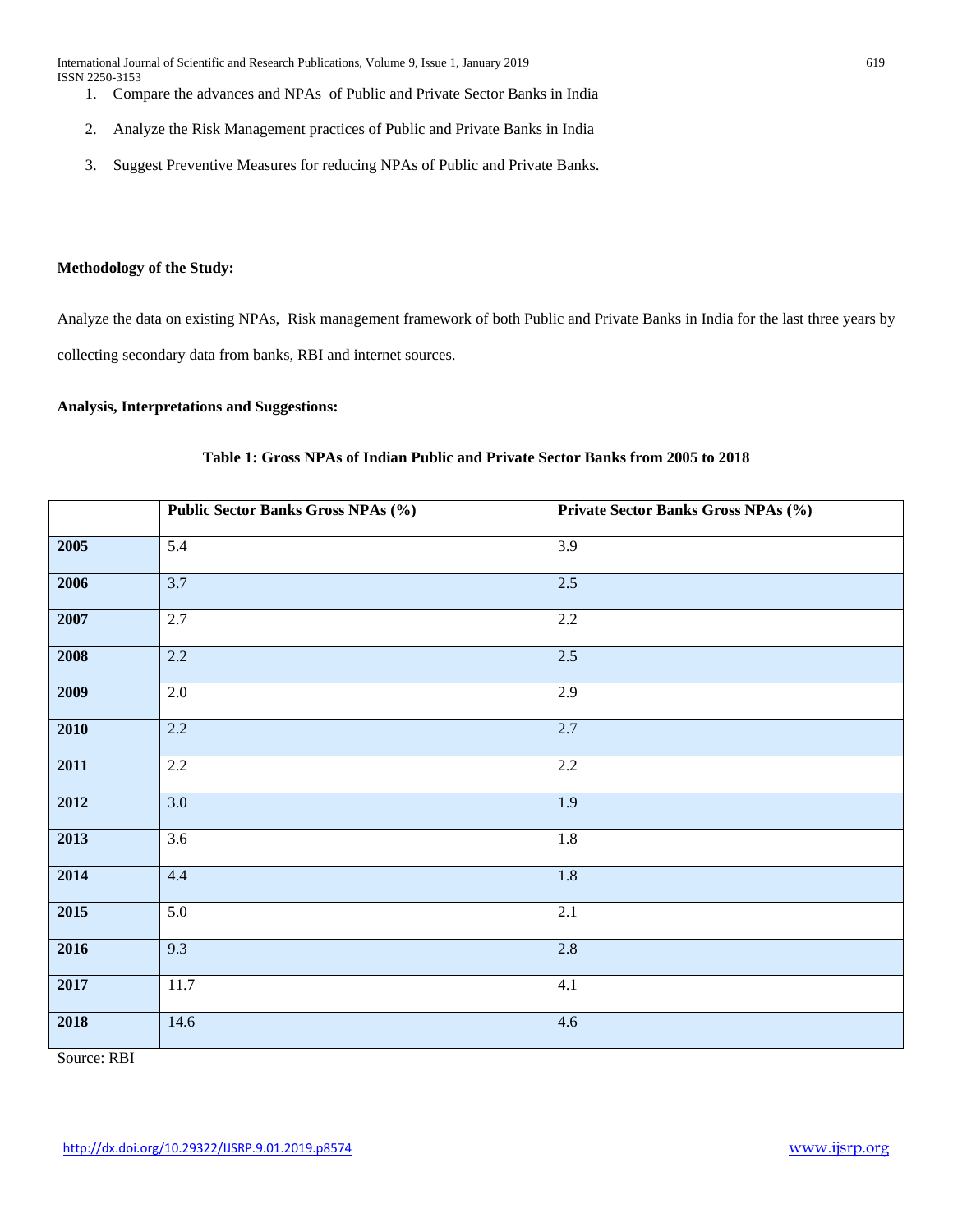1. Compare the advances and NPAs of Public and Private Sector Banks in India
2. Analyze the Risk Management practices of Public and Private Banks in India
3. Suggest Preventive Measures for reducing NPAs of Public and Private Banks.

**Methodology of the Study:**

Analyze the data on existing NPAs, Risk management framework of both Public and Private Banks in India for the last three years by collecting secondary data from banks, RBI and internet sources.

**Analysis, Interpretations and Suggestions:**

**Table 1: Gross NPAs of Indian Public and Private Sector Banks from 2005 to 2018**

| | Public Sector Banks Gross NPAs (%) | Private Sector Banks Gross NPAs (%) |
|---|---|---|
| **2005** | 5.4 | 3.9 |
| **2006** | 3.7 | 2.5 |
| **2007** | 2.7 | 2.2 |
| **2008** | 2.2 | 2.5 |
| **2009** | 2.0 | 2.9 |
| **2010** | 2.2 | 2.7 |
| **2011** | 2.2 | 2.2 |
| **2012** | 3.0 | 1.9 |
| **2013** | 3.6 | 1.8 |
| **2014** | 4.4 | 1.8 |
| **2015** | 5.0 | 2.1 |
| **2016** | 9.3 | 2.8 |
| **2017** | 11.7 | 4.1 |
| **2018** | 14.6 | 4.6 |

Source: RBI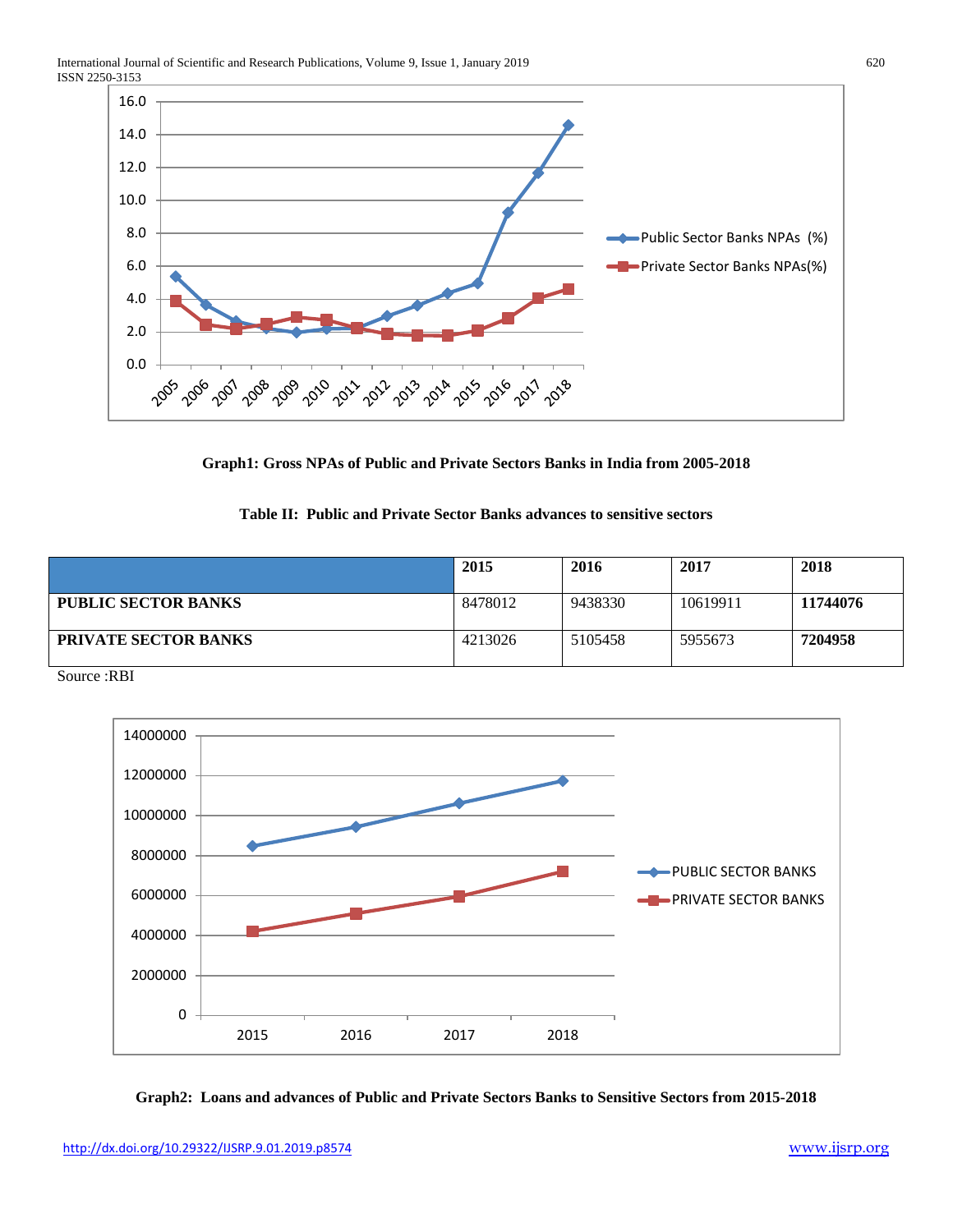**Graph1: Gross NPAs of Public and Private Sectors Banks in India from 2005-2018**

**Table II: Public and Private Sector Banks advances to sensitive sectors**

| | 2015 | 2016 | 2017 | 2018 |
|---|---|---|---|---|
| **PUBLIC SECTOR BANKS** | 8478012 | 9438330 | 10619911 | **11744076** |
| **PRIVATE SECTOR BANKS** | 4213026 | 5105458 | 5955673 | **7204958** |

Source :RBI

**Graph2: Loans and advances of Public and Private Sectors Banks to Sensitive Sectors from 2015-2018**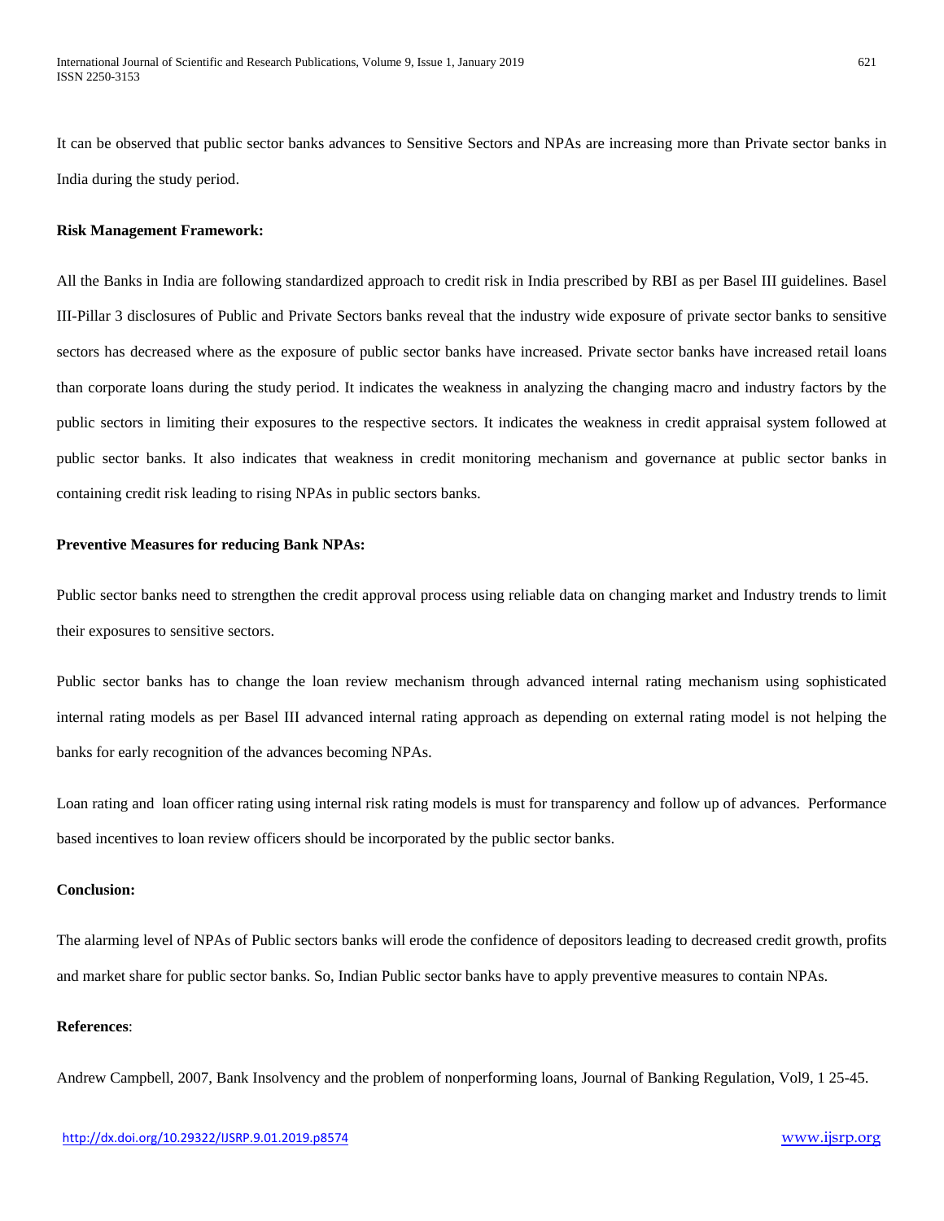It can be observed that public sector banks advances to Sensitive Sectors and NPAs are increasing more than Private sector banks in India during the study period.

**Risk Management Framework:**

All the Banks in India are following standardized approach to credit risk in India prescribed by RBI as per Basel III guidelines. Basel III-Pillar 3 disclosures of Public and Private Sectors banks reveal that the industry wide exposure of private sector banks to sensitive sectors has decreased where as the exposure of public sector banks have increased. Private sector banks have increased retail loans than corporate loans during the study period. It indicates the weakness in analyzing the changing macro and industry factors by the public sectors in limiting their exposures to the respective sectors. It indicates the weakness in credit appraisal system followed at public sector banks. It also indicates that weakness in credit monitoring mechanism and governance at public sector banks in containing credit risk leading to rising NPAs in public sectors banks.

**Preventive Measures for reducing Bank NPAs:**

Public sector banks need to strengthen the credit approval process using reliable data on changing market and Industry trends to limit their exposures to sensitive sectors.

Public sector banks has to change the loan review mechanism through advanced internal rating mechanism using sophisticated internal rating models as per Basel III advanced internal rating approach as depending on external rating model is not helping the banks for early recognition of the advances becoming NPAs.

Loan rating and loan officer rating using internal risk rating models is must for transparency and follow up of advances. Performance based incentives to loan review officers should be incorporated by the public sector banks.

**Conclusion:**

The alarming level of NPAs of Public sectors banks will erode the confidence of depositors leading to decreased credit growth, profits and market share for public sector banks. So, Indian Public sector banks have to apply preventive measures to contain NPAs.

**References**:

Andrew Campbell, 2007, Bank Insolvency and the problem of nonperforming loans, Journal of Banking Regulation, Vol9, 1 25-45.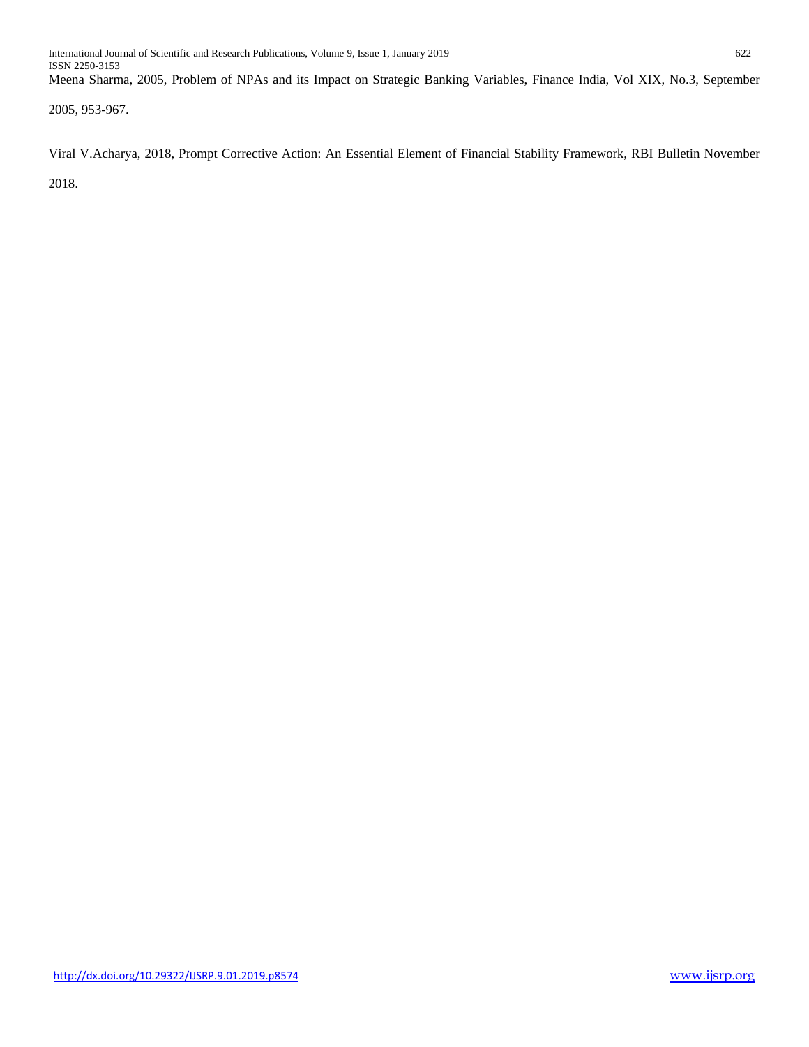Meena Sharma, 2005, Problem of NPAs and its Impact on Strategic Banking Variables, Finance India, Vol XIX, No.3, September 2005, 953-967.

Viral V.Acharya, 2018, Prompt Corrective Action: An Essential Element of Financial Stability Framework, RBI Bulletin November 2018.